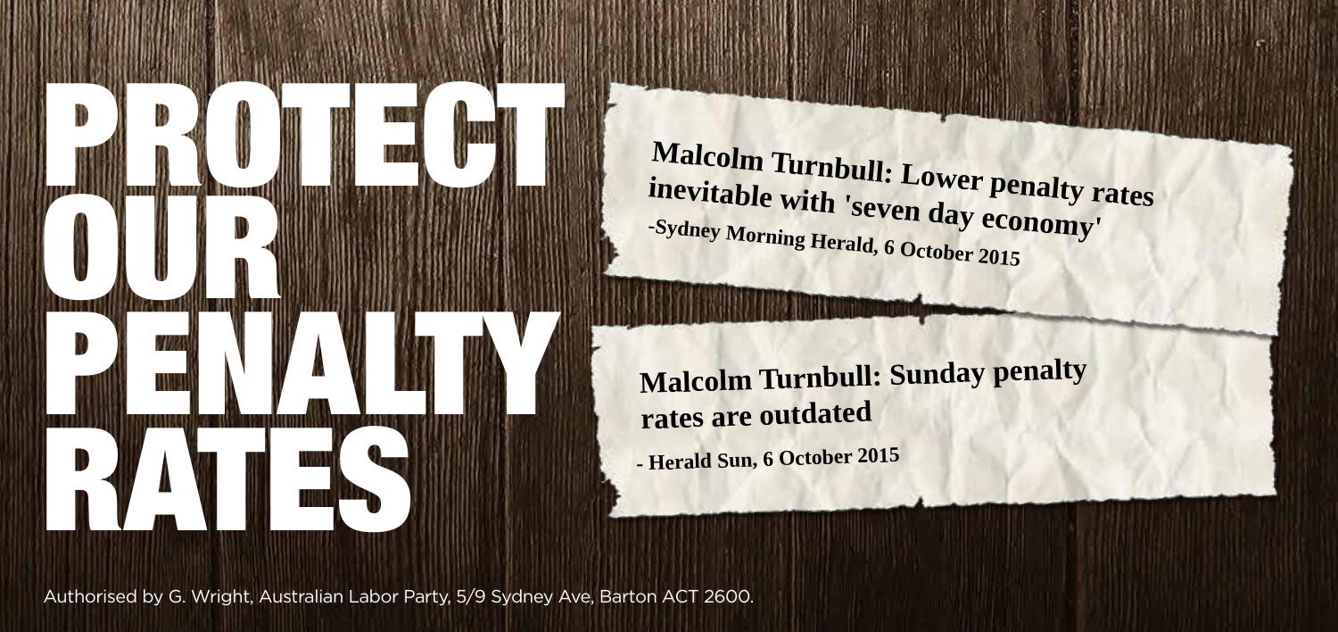# PROTECT OUR PENALTY RATES

**Malcolm Turnbull: Lower penalty rates inevitable with 'seven day economy'**
**-Sydney Morning Herald, 6 October 2015**

**Malcolm Turnbull: Sunday penalty rates are outdated**
**- Herald Sun, 6 October 2015**

Authorised by G. Wright, Australian Labor Party, 5/9 Sydney Ave, Barton ACT 2600.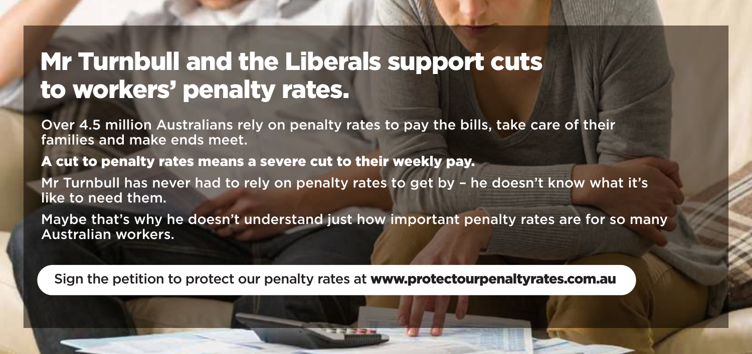# Mr Turnbull and the Liberals support cuts to workers' penalty rates.

Over 4.5 million Australians rely on penalty rates to pay the bills, take care of their families and make ends meet.

**A cut to penalty rates means a severe cut to their weekly pay.**

Mr Turnbull has never had to rely on penalty rates to get by – he doesn't know what it's like to need them.

Maybe that's why he doesn't understand just how important penalty rates are for so many Australian workers.

Sign the petition to protect our penalty rates at **www.protectourpenaltyrates.com.au**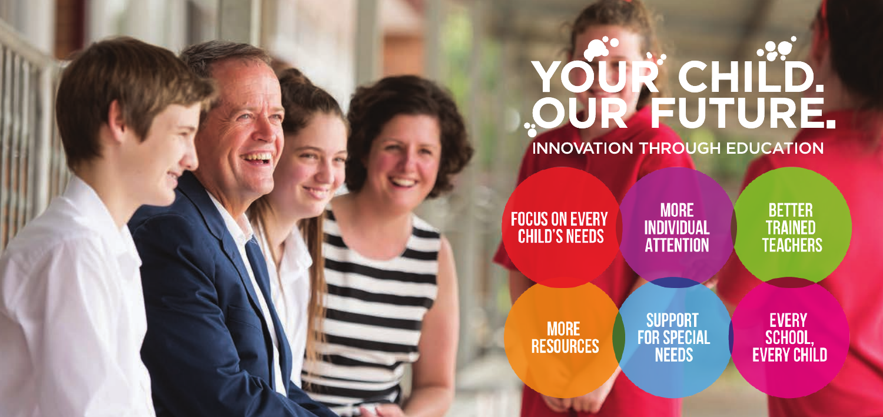# YOUR CHILD. OUR FUTURE.

## INNOVATION THROUGH EDUCATION

- FOCUS ON EVERY CHILD'S NEEDS
- MORE INDIVIDUAL ATTENTION
- BETTER TRAINED TEACHERS
- MORE RESOURCES
- SUPPORT FOR SPECIAL NEEDS
- EVERY SCHOOL, EVERY CHILD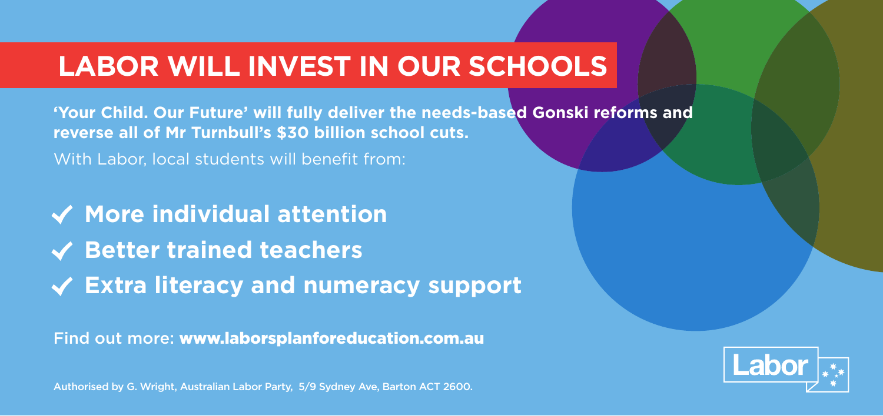# LABOR WILL INVEST IN OUR SCHOOLS

**'Your Child. Our Future' will fully deliver the needs-based Gonski reforms and reverse all of Mr Turnbull's $30 billion school cuts.**

With Labor, local students will benefit from:

- ✓ **More individual attention**
- ✓ **Better trained teachers**
- ✓ **Extra literacy and numeracy support**

Find out more: **www.laborsplanforeducation.com.au**

Labor

Authorised by G. Wright, Australian Labor Party, 5/9 Sydney Ave, Barton ACT 2600.